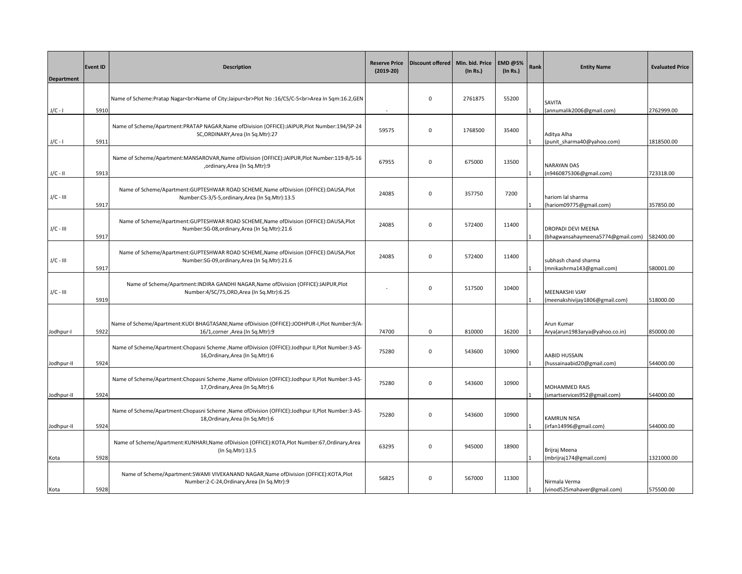| Department | Event ID | Description | Reserve Price (2019-20) | Discount offered | Min. bid. Price (In Rs.) | EMD @5% (In Rs.) | Rank | Entity Name | Evaluated Price |
|---|---|---|---|---|---|---|---|---|---|
| J/C - I | 5910 | Name of Scheme:Pratap Nagar<br>Name of City:Jaipur<br>Plot No :16/CS/C-5<br>Area In Sqm:16.2,GEN | - | 0 | 2761875 | 55200 | 1 | SAVITA (annumalik2006@gmail.com) | 2762999.00 |
| J/C - I | 5911 | Name of Scheme/Apartment:PRATAP NAGAR,Name ofDivision (OFFICE):JAIPUR,Plot Number:194/SP-24 SC,ORDINARY,Area (In Sq.Mtr):27 | 59575 | 0 | 1768500 | 35400 | 1 | Aditya Alha (punit_sharma40@yahoo.com) | 1818500.00 |
| J/C - II | 5913 | Name of Scheme/Apartment:MANSAROVAR,Name ofDivision (OFFICE):JAIPUR,Plot Number:119-B/S-16 ,ordinary,Area (In Sq.Mtr):9 | 67955 | 0 | 675000 | 13500 | 1 | NARAYAN DAS (n9460875306@gmail.com) | 723318.00 |
| J/C - III | 5917 | Name of Scheme/Apartment:GUPTESHWAR ROAD SCHEME,Name ofDivision (OFFICE):DAUSA,Plot Number:CS-3/S-5,ordinary,Area (In Sq.Mtr):13.5 | 24085 | 0 | 357750 | 7200 | 1 | hariom lal sharma (hariom09775@gmail.com) | 357850.00 |
| J/C - III | 5917 | Name of Scheme/Apartment:GUPTESHWAR ROAD SCHEME,Name ofDivision (OFFICE):DAUSA,Plot Number:SG-08,ordinary,Area (In Sq.Mtr):21.6 | 24085 | 0 | 572400 | 11400 | 1 | DROPADI DEVI MEENA (bhagwansahaymeena5774@gmail.com) | 582400.00 |
| J/C - III | 5917 | Name of Scheme/Apartment:GUPTESHWAR ROAD SCHEME,Name ofDivision (OFFICE):DAUSA,Plot Number:SG-09,ordinary,Area (In Sq.Mtr):21.6 | 24085 | 0 | 572400 | 11400 | 1 | subhash chand sharma (mnikashrma143@gmail.com) | 580001.00 |
| J/C - III | 5919 | Name of Scheme/Apartment:INDIRA GANDHI NAGAR,Name ofDivision (OFFICE):JAIPUR,Plot Number:4/SC/75,ORD,Area (In Sq.Mtr):6.25 | - | 0 | 517500 | 10400 | 1 | MEENAKSHI VJAY (meenakshivijay1806@gmail.com) | 518000.00 |
| Jodhpur-I | 5922 | Name of Scheme/Apartment:KUDI BHAGTASANI,Name ofDivision (OFFICE):JODHPUR-I,Plot Number:9/A-16/1,corner ,Area (In Sq.Mtr):9 | 74700 | 0 | 810000 | 16200 | 1 | Arun Kumar Arya(arun1983arya@yahoo.co.in) | 850000.00 |
| Jodhpur-II | 5924 | Name of Scheme/Apartment:Chopasni Scheme ,Name ofDivision (OFFICE):Jodhpur II,Plot Number:3-AS-16,Ordinary,Area (In Sq.Mtr):6 | 75280 | 0 | 543600 | 10900 | 1 | AABID HUSSAIN (hussainaabid20@gmail.com) | 544000.00 |
| Jodhpur-II | 5924 | Name of Scheme/Apartment:Chopasni Scheme ,Name ofDivision (OFFICE):Jodhpur II,Plot Number:3-AS-17,Ordinary,Area (In Sq.Mtr):6 | 75280 | 0 | 543600 | 10900 | 1 | MOHAMMED RAIS (smartservices952@gmail.com) | 544000.00 |
| Jodhpur-II | 5924 | Name of Scheme/Apartment:Chopasni Scheme ,Name ofDivision (OFFICE):Jodhpur II,Plot Number:3-AS-18,Ordinary,Area (In Sq.Mtr):6 | 75280 | 0 | 543600 | 10900 | 1 | KAMRUN NISA (irfan14996@gmail.com) | 544000.00 |
| Kota | 5928 | Name of Scheme/Apartment:KUNHARI,Name ofDivision (OFFICE):KOTA,Plot Number:67,Ordinary,Area (In Sq.Mtr):13.5 | 63295 | 0 | 945000 | 18900 | 1 | Brijraj Meena (mbrijraj174@gmail.com) | 1321000.00 |
| Kota | 5928 | Name of Scheme/Apartment:SWAMI VIVEKANAND NAGAR,Name ofDivision (OFFICE):KOTA,Plot Number:2-C-24,Ordinary,Area (In Sq.Mtr):9 | 56825 | 0 | 567000 | 11300 | 1 | Nirmala Verma (vinod525mahaver@gmail.com) | 575500.00 |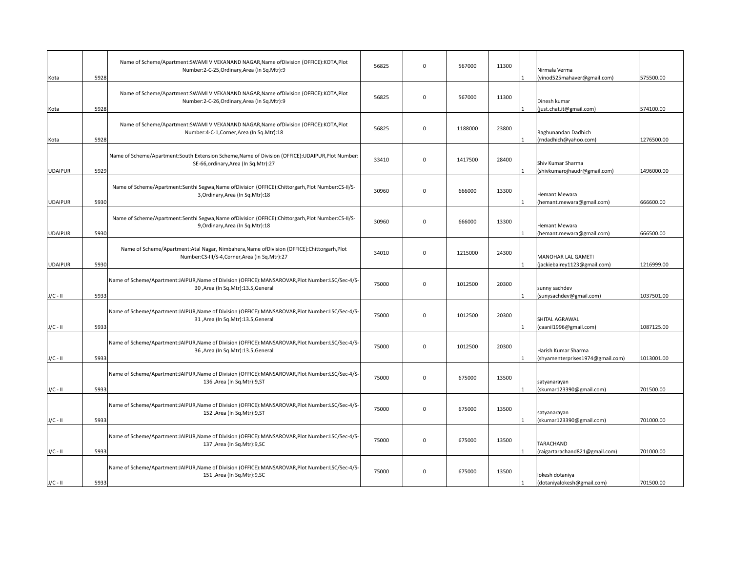| | | | | | | | | | |
|---|---|---|---|---|---|---|---|---|---|
| Kota | 5928 | Name of Scheme/Apartment:SWAMI VIVEKANAND NAGAR,Name ofDivision (OFFICE):KOTA,Plot Number:2-C-25,Ordinary,Area (In Sq.Mtr):9 | 56825 | 0 | 567000 | 11300 | 1 | Nirmala Verma (vinod525mahaver@gmail.com) | 575500.00 |
| Kota | 5928 | Name of Scheme/Apartment:SWAMI VIVEKANAND NAGAR,Name ofDivision (OFFICE):KOTA,Plot Number:2-C-26,Ordinary,Area (In Sq.Mtr):9 | 56825 | 0 | 567000 | 11300 | 1 | Dinesh kumar (just.chat.it@gmail.com) | 574100.00 |
| Kota | 5928 | Name of Scheme/Apartment:SWAMI VIVEKANAND NAGAR,Name ofDivision (OFFICE):KOTA,Plot Number:4-C-1,Corner,Area (In Sq.Mtr):18 | 56825 | 0 | 1188000 | 23800 | 1 | Raghunandan Dadhich (rndadhich@yahoo.com) | 1276500.00 |
| UDAIPUR | 5929 | Name of Scheme/Apartment:South Extension Scheme,Name of Division (OFFICE):UDAIPUR,Plot Number: SE-66,ordinary,Area (In Sq.Mtr):27 | 33410 | 0 | 1417500 | 28400 | 1 | Shiv Kumar Sharma (shivkumarojhaudr@gmail.com) | 1496000.00 |
| UDAIPUR | 5930 | Name of Scheme/Apartment:Senthi Segwa,Name ofDivision (OFFICE):Chittorgarh,Plot Number:CS-II/S-3,Ordinary,Area (In Sq.Mtr):18 | 30960 | 0 | 666000 | 13300 | 1 | Hemant Mewara (hemant.mewara@gmail.com) | 666600.00 |
| UDAIPUR | 5930 | Name of Scheme/Apartment:Senthi Segwa,Name ofDivision (OFFICE):Chittorgarh,Plot Number:CS-II/S-9,Ordinary,Area (In Sq.Mtr):18 | 30960 | 0 | 666000 | 13300 | 1 | Hemant Mewara (hemant.mewara@gmail.com) | 666500.00 |
| UDAIPUR | 5930 | Name of Scheme/Apartment:Atal Nagar, Nimbahera,Name ofDivision (OFFICE):Chittorgarh,Plot Number:CS-III/S-4,Corner,Area (In Sq.Mtr):27 | 34010 | 0 | 1215000 | 24300 | 1 | MANOHAR LAL GAMETI (jackiebairey1123@gmail.com) | 1216999.00 |
| J/C - II | 5933 | Name of Scheme/Apartment:JAIPUR,Name of Division (OFFICE):MANSAROVAR,Plot Number:LSC/Sec-4/S-30 ,Area (In Sq.Mtr):13.5,General | 75000 | 0 | 1012500 | 20300 | 1 | sunny sachdev (sunysachdev@gmail.com) | 1037501.00 |
| J/C - II | 5933 | Name of Scheme/Apartment:JAIPUR,Name of Division (OFFICE):MANSAROVAR,Plot Number:LSC/Sec-4/S-31 ,Area (In Sq.Mtr):13.5,General | 75000 | 0 | 1012500 | 20300 | 1 | SHITAL AGRAWAL (caanil1996@gmail.com) | 1087125.00 |
| J/C - II | 5933 | Name of Scheme/Apartment:JAIPUR,Name of Division (OFFICE):MANSAROVAR,Plot Number:LSC/Sec-4/S-36 ,Area (In Sq.Mtr):13.5,General | 75000 | 0 | 1012500 | 20300 | 1 | Harish Kumar Sharma (shyamenterprises1974@gmail.com) | 1013001.00 |
| J/C - II | 5933 | Name of Scheme/Apartment:JAIPUR,Name of Division (OFFICE):MANSAROVAR,Plot Number:LSC/Sec-4/S-136 ,Area (In Sq.Mtr):9,ST | 75000 | 0 | 675000 | 13500 | 1 | satyanarayan (skumar123390@gmail.com) | 701500.00 |
| J/C - II | 5933 | Name of Scheme/Apartment:JAIPUR,Name of Division (OFFICE):MANSAROVAR,Plot Number:LSC/Sec-4/S-152 ,Area (In Sq.Mtr):9,ST | 75000 | 0 | 675000 | 13500 | 1 | satyanarayan (skumar123390@gmail.com) | 701000.00 |
| J/C - II | 5933 | Name of Scheme/Apartment:JAIPUR,Name of Division (OFFICE):MANSAROVAR,Plot Number:LSC/Sec-4/S-137 ,Area (In Sq.Mtr):9,SC | 75000 | 0 | 675000 | 13500 | 1 | TARACHAND (raigartarachand821@gmail.com) | 701000.00 |
| J/C - II | 5933 | Name of Scheme/Apartment:JAIPUR,Name of Division (OFFICE):MANSAROVAR,Plot Number:LSC/Sec-4/S-151 ,Area (In Sq.Mtr):9,SC | 75000 | 0 | 675000 | 13500 | 1 | lokesh dotaniya (dotaniyalokesh@gmail.com) | 701500.00 |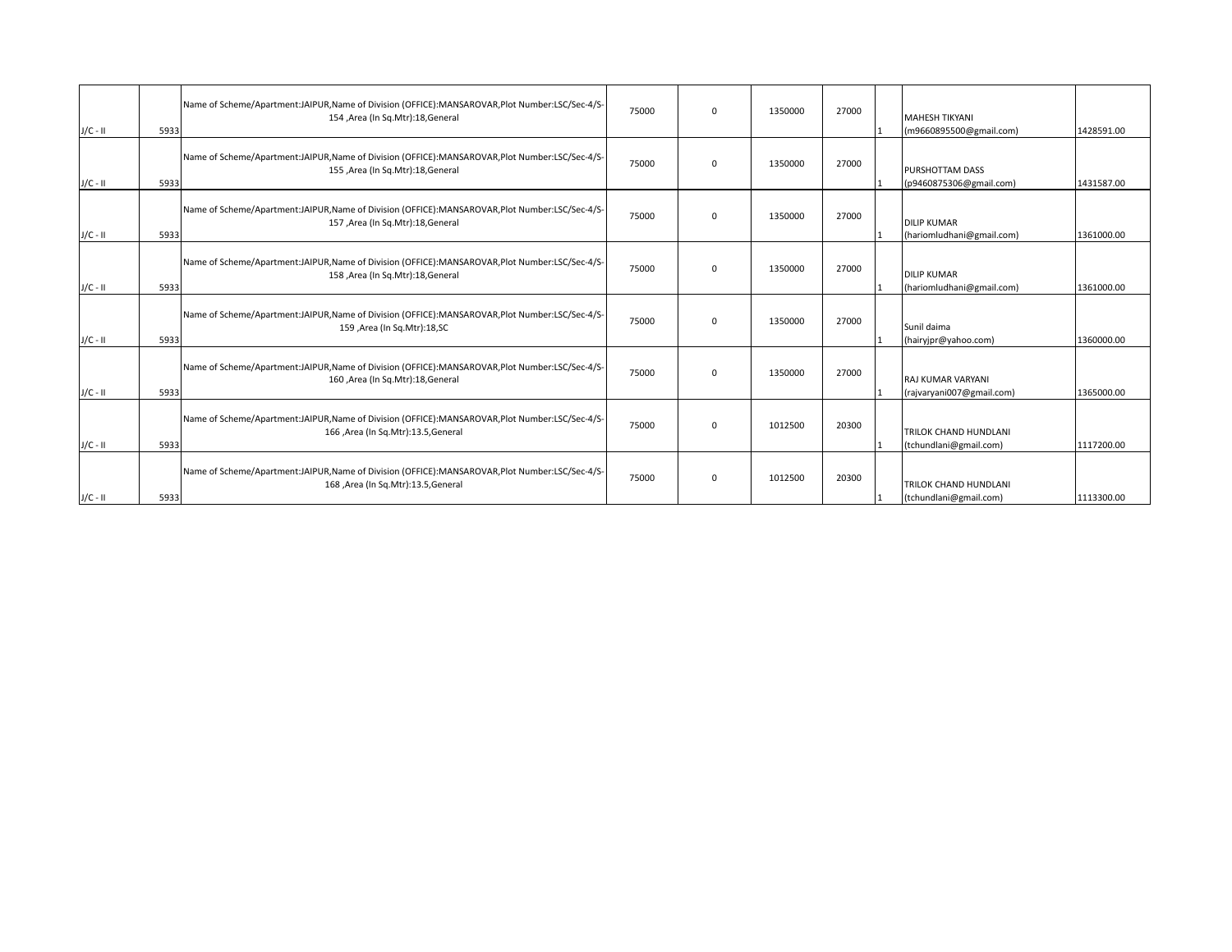| | | | | | | | | | |
|---|---|---|---|---|---|---|---|---|---|
| J/C - II | 5933 | Name of Scheme/Apartment:JAIPUR,Name of Division (OFFICE):MANSAROVAR,Plot Number:LSC/Sec-4/S-154 ,Area (In Sq.Mtr):18,General | 75000 | 0 | 1350000 | 27000 | 1 | MAHESH TIKYANI (m9660895500@gmail.com) | 1428591.00 |
| J/C - II | 5933 | Name of Scheme/Apartment:JAIPUR,Name of Division (OFFICE):MANSAROVAR,Plot Number:LSC/Sec-4/S-155 ,Area (In Sq.Mtr):18,General | 75000 | 0 | 1350000 | 27000 | 1 | PURSHOTTAM DASS (p9460875306@gmail.com) | 1431587.00 |
| J/C - II | 5933 | Name of Scheme/Apartment:JAIPUR,Name of Division (OFFICE):MANSAROVAR,Plot Number:LSC/Sec-4/S-157 ,Area (In Sq.Mtr):18,General | 75000 | 0 | 1350000 | 27000 | 1 | DILIP KUMAR (hariomludhani@gmail.com) | 1361000.00 |
| J/C - II | 5933 | Name of Scheme/Apartment:JAIPUR,Name of Division (OFFICE):MANSAROVAR,Plot Number:LSC/Sec-4/S-158 ,Area (In Sq.Mtr):18,General | 75000 | 0 | 1350000 | 27000 | 1 | DILIP KUMAR (hariomludhani@gmail.com) | 1361000.00 |
| J/C - II | 5933 | Name of Scheme/Apartment:JAIPUR,Name of Division (OFFICE):MANSAROVAR,Plot Number:LSC/Sec-4/S-159 ,Area (In Sq.Mtr):18,SC | 75000 | 0 | 1350000 | 27000 | 1 | Sunil daima (hairyjpr@yahoo.com) | 1360000.00 |
| J/C - II | 5933 | Name of Scheme/Apartment:JAIPUR,Name of Division (OFFICE):MANSAROVAR,Plot Number:LSC/Sec-4/S-160 ,Area (In Sq.Mtr):18,General | 75000 | 0 | 1350000 | 27000 | 1 | RAJ KUMAR VARYANI (rajvaryani007@gmail.com) | 1365000.00 |
| J/C - II | 5933 | Name of Scheme/Apartment:JAIPUR,Name of Division (OFFICE):MANSAROVAR,Plot Number:LSC/Sec-4/S-166 ,Area (In Sq.Mtr):13.5,General | 75000 | 0 | 1012500 | 20300 | 1 | TRILOK CHAND HUNDLANI (tchundlani@gmail.com) | 1117200.00 |
| J/C - II | 5933 | Name of Scheme/Apartment:JAIPUR,Name of Division (OFFICE):MANSAROVAR,Plot Number:LSC/Sec-4/S-168 ,Area (In Sq.Mtr):13.5,General | 75000 | 0 | 1012500 | 20300 | 1 | TRILOK CHAND HUNDLANI (tchundlani@gmail.com) | 1113300.00 |